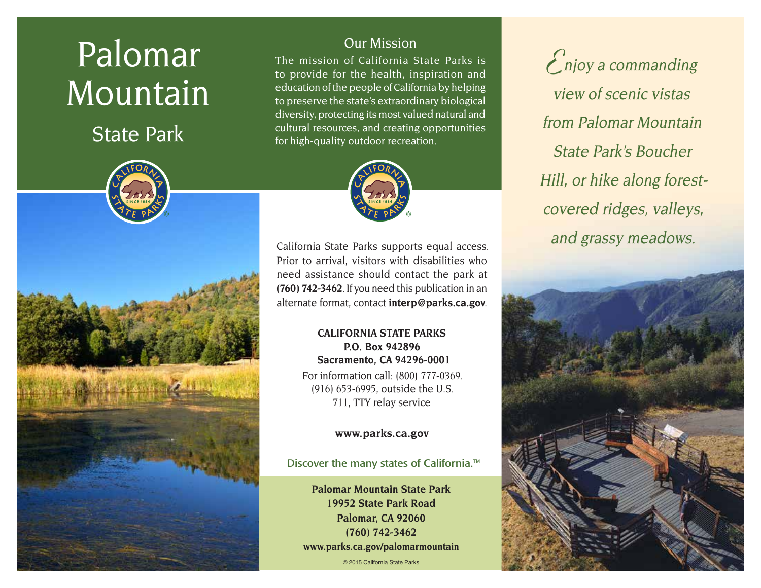# Palomar Mountain

## State Park

*Enjoy a commanding view of scenic vistas from Palomar Mountain State Park's Boucher Hill, or hike along forest-covered ridges, valleys, and grassy meadows.*

### Our Mission

The mission of California State Parks is to provide for the health, inspiration and education of the people of California by helping to preserve the state's extraordinary biological diversity, protecting its most valued natural and cultural resources, and creating opportunities for high-quality outdoor recreation.

California State Parks supports equal access. Prior to arrival, visitors with disabilities who need assistance should contact the park at **(760) 742-3462**. If you need this publication in an alternate format, contact **interp@parks.ca.gov**.

**CALIFORNIA STATE PARKS**
**P.O. Box 942896**
**Sacramento, CA 94296-0001**

For information call: (800) 777-0369.
(916) 653-6995, outside the U.S.
711, TTY relay service

**www.parks.ca.gov**

Discover the many states of California.™

**Palomar Mountain State Park**
**19952 State Park Road**
**Palomar, CA 92060**
**(760) 742-3462**
**www.parks.ca.gov/palomarmountain**

© 2015 California State Parks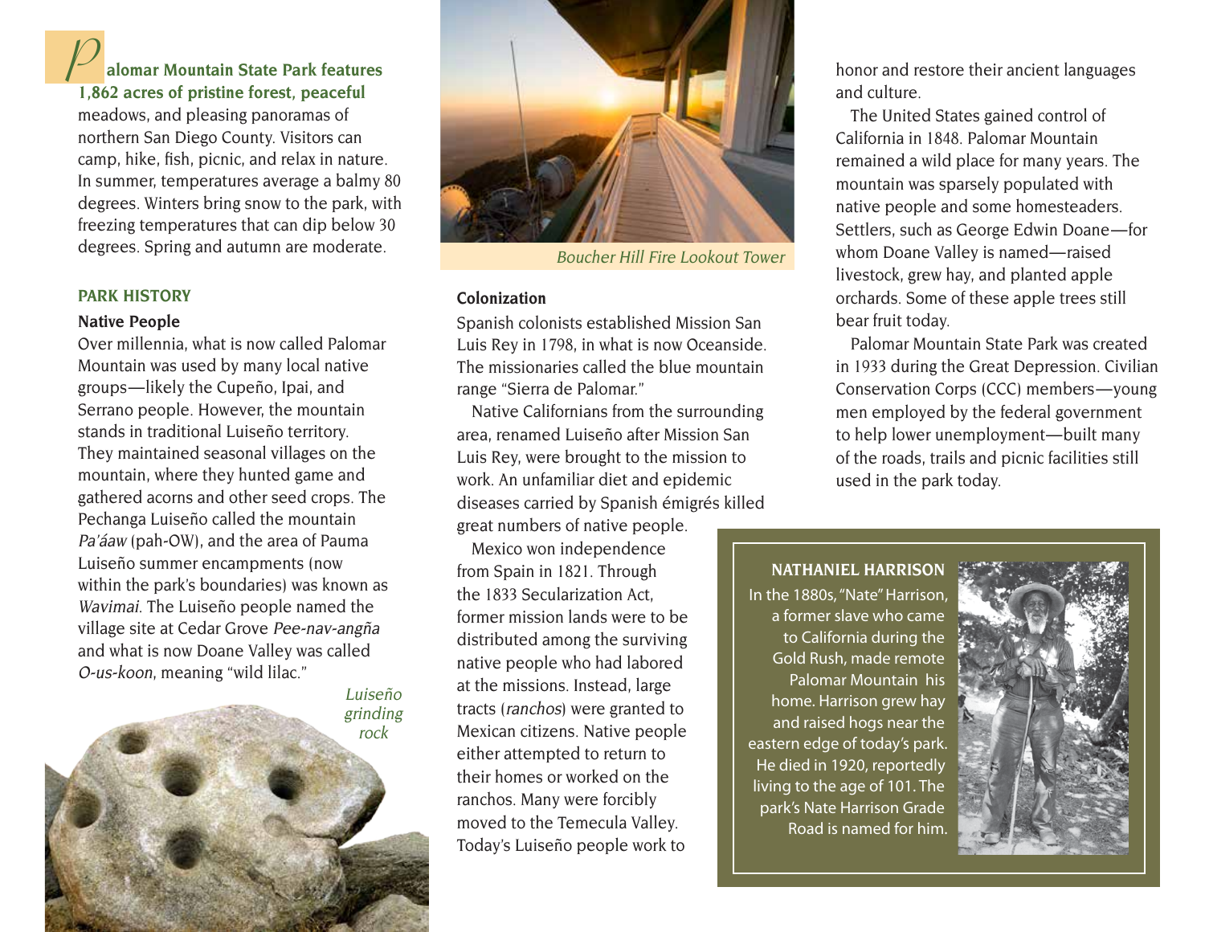**Palomar Mountain State Park features 1,862 acres of pristine forest, peaceful** meadows, and pleasing panoramas of northern San Diego County. Visitors can camp, hike, fish, picnic, and relax in nature. In summer, temperatures average a balmy 80 degrees. Winters bring snow to the park, with freezing temperatures that can dip below 30 degrees. Spring and autumn are moderate.

## PARK HISTORY

### Native People

Over millennia, what is now called Palomar Mountain was used by many local native groups—likely the Cupeño, Ipai, and Serrano people. However, the mountain stands in traditional Luiseño territory. They maintained seasonal villages on the mountain, where they hunted game and gathered acorns and other seed crops. The Pechanga Luiseño called the mountain *Pa'áaw* (pah-OW), and the area of Pauma Luiseño summer encampments (now within the park's boundaries) was known as *Wavimai*. The Luiseño people named the village site at Cedar Grove *Pee-nav-angña* and what is now Doane Valley was called *O-us-koon*, meaning "wild lilac."

*Luiseño grinding rock*

*Boucher Hill Fire Lookout Tower*

### Colonization

Spanish colonists established Mission San Luis Rey in 1798, in what is now Oceanside. The missionaries called the blue mountain range "Sierra de Palomar."

Native Californians from the surrounding area, renamed Luiseño after Mission San Luis Rey, were brought to the mission to work. An unfamiliar diet and epidemic diseases carried by Spanish émigrés killed great numbers of native people.

Mexico won independence from Spain in 1821. Through the 1833 Secularization Act, former mission lands were to be distributed among the surviving native people who had labored at the missions. Instead, large tracts (*ranchos*) were granted to Mexican citizens. Native people either attempted to return to their homes or worked on the ranchos. Many were forcibly moved to the Temecula Valley. Today's Luiseño people work to honor and restore their ancient languages and culture.

The United States gained control of California in 1848. Palomar Mountain remained a wild place for many years. The mountain was sparsely populated with native people and some homesteaders. Settlers, such as George Edwin Doane—for whom Doane Valley is named—raised livestock, grew hay, and planted apple orchards. Some of these apple trees still bear fruit today.

Palomar Mountain State Park was created in 1933 during the Great Depression. Civilian Conservation Corps (CCC) members—young men employed by the federal government to help lower unemployment—built many of the roads, trails and picnic facilities still used in the park today.

### NATHANIEL HARRISON

In the 1880s, "Nate" Harrison, a former slave who came to California during the Gold Rush, made remote Palomar Mountain his home. Harrison grew hay and raised hogs near the eastern edge of today's park. He died in 1920, reportedly living to the age of 101. The park's Nate Harrison Grade Road is named for him.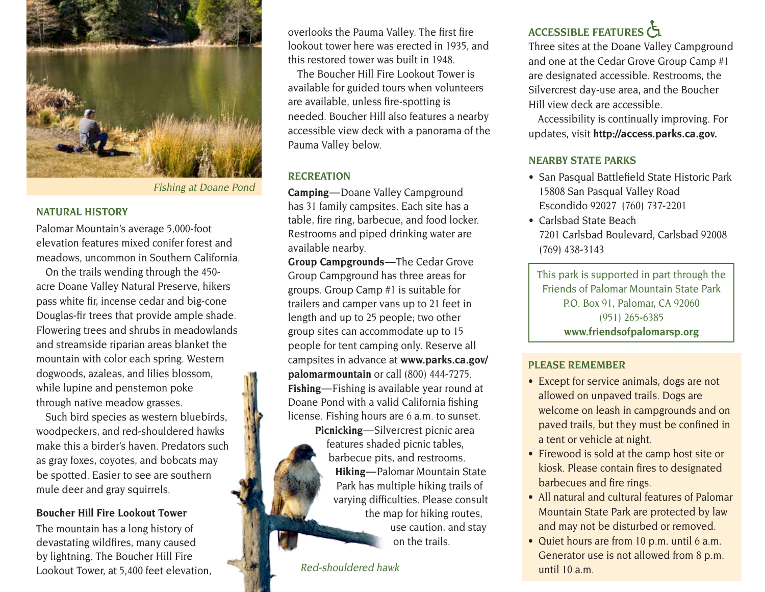*Fishing at Doane Pond*

## NATURAL HISTORY

Palomar Mountain's average 5,000-foot elevation features mixed conifer forest and meadows, uncommon in Southern California.

On the trails wending through the 450-acre Doane Valley Natural Preserve, hikers pass white fir, incense cedar and big-cone Douglas-fir trees that provide ample shade. Flowering trees and shrubs in meadowlands and streamside riparian areas blanket the mountain with color each spring. Western dogwoods, azaleas, and lilies blossom, while lupine and penstemon poke through native meadow grasses.

Such bird species as western bluebirds, woodpeckers, and red-shouldered hawks make this a birder's haven. Predators such as gray foxes, coyotes, and bobcats may be spotted. Easier to see are southern mule deer and gray squirrels.

### Boucher Hill Fire Lookout Tower

The mountain has a long history of devastating wildfires, many caused by lightning. The Boucher Hill Fire Lookout Tower, at 5,400 feet elevation, overlooks the Pauma Valley. The first fire lookout tower here was erected in 1935, and this restored tower was built in 1948.

The Boucher Hill Fire Lookout Tower is available for guided tours when volunteers are available, unless fire-spotting is needed. Boucher Hill also features a nearby accessible view deck with a panorama of the Pauma Valley below.

## RECREATION

**Camping**—Doane Valley Campground has 31 family campsites. Each site has a table, fire ring, barbecue, and food locker. Restrooms and piped drinking water are available nearby.

**Group Campgrounds**—The Cedar Grove Group Campground has three areas for groups. Group Camp #1 is suitable for trailers and camper vans up to 21 feet in length and up to 25 people; two other group sites can accommodate up to 15 people for tent camping only. Reserve all campsites in advance at **www.parks.ca.gov/palomarmountain** or call (800) 444-7275.

**Fishing**—Fishing is available year round at Doane Pond with a valid California fishing license. Fishing hours are 6 a.m. to sunset.

**Picnicking**—Silvercrest picnic area features shaded picnic tables, barbecue pits, and restrooms.

**Hiking**—Palomar Mountain State Park has multiple hiking trails of varying difficulties. Please consult the map for hiking routes, use caution, and stay on the trails.

*Red-shouldered hawk*

## ACCESSIBLE FEATURES

Three sites at the Doane Valley Campground and one at the Cedar Grove Group Camp #1 are designated accessible. Restrooms, the Silvercrest day-use area, and the Boucher Hill view deck are accessible.

Accessibility is continually improving. For updates, visit **http://access.parks.ca.gov.**

## NEARBY STATE PARKS

- San Pasqual Battlefield State Historic Park
  15808 San Pasqual Valley Road
  Escondido 92027 (760) 737-2201
- Carlsbad State Beach
  7201 Carlsbad Boulevard, Carlsbad 92008
  (769) 438-3143

This park is supported in part through the Friends of Palomar Mountain State Park
P.O. Box 91, Palomar, CA 92060
(951) 265-6385
**www.friendsofpalomarsp.org**

## PLEASE REMEMBER

- Except for service animals, dogs are not allowed on unpaved trails. Dogs are welcome on leash in campgrounds and on paved trails, but they must be confined in a tent or vehicle at night.
- Firewood is sold at the camp host site or kiosk. Please contain fires to designated barbecues and fire rings.
- All natural and cultural features of Palomar Mountain State Park are protected by law and may not be disturbed or removed.
- Quiet hours are from 10 p.m. until 6 a.m. Generator use is not allowed from 8 p.m. until 10 a.m.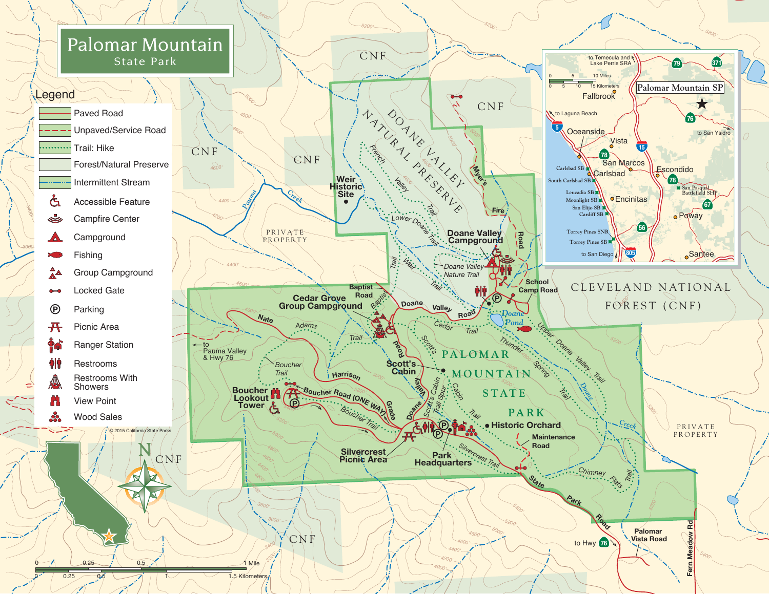# Palomar Mountain State Park

## Legend

- Paved Road
- Unpaved/Service Road
- Trail: Hike
- Forest/Natural Preserve
- Intermittent Stream
- Accessible Feature
- Campfire Center
- Campground
- Fishing
- Group Campground
- Locked Gate
- Parking
- Picnic Area
- Ranger Station
- Restrooms
- Restrooms With Showers
- View Point
- Wood Sales

© 2015 California State Parks

CNF

DOANE VALLEY NATURAL PRESERVE

Weir Historic Site

French Valley Trail

Lower Doane Trail

Weir Trail

Myer's Fire Road

Doane Valley Campground

Doane Valley Nature Trail

School Camp Road

Doane Pond

PRIVATE PROPERTY

CLEVELAND NATIONAL FOREST (CNF)

Baptist Road

Cedar Grove Group Campground

Doane Valley Road

Cedar Trail

Nate Harrison Road

Adams Trail

to Pauma Valley & Hwy 76

Boucher Trail

Boucher Lookout Tower

Boucher Road (ONE WAY)

Scott's Cabin

Scott's Cabin Trail

Cabin Spur

Doane Grade

Thunder Spring Trail

Upper Doane Valley Trail

Doane Creek

PALOMAR MOUNTAIN STATE PARK

Historic Orchard

Maintenance Road

Silvercrest Picnic Area

Park Headquarters

Silvercrest Trail

Chimney Flats Trail

State Park Road

to Hwy 76

Palomar Vista Road

Fern Meadow Rd

Pauma Creek

0 0.25 0.5 1 Mile

0 0.25 0.5 1 1.5 Kilometers

### Palomar Mountain SP

to Temecula and Lake Perris SRA

0 5 10 Miles

0 5 10 15 Kilometers

Fallbrook

to Laguna Beach

Oceanside

Vista

San Marcos

Carlsbad SB

Carlsbad

South Carlsbad SB

Escondido

San Pasqual Battlefield SHP

Leucadia SB

Moonlight SB

Encinitas

San Elijo SB

Cardiff SB

Poway

Torrey Pines SNR

Torrey Pines SB

to San Diego

Santee

to San Ysidro